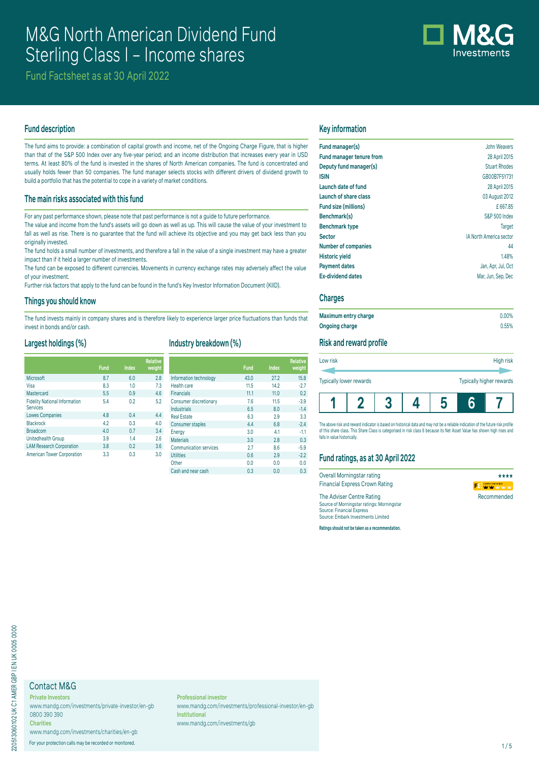# M&G North American Dividend Fund
# Sterling Class I – Income shares

Fund Factsheet as at 30 April 2022

M&G Investments

## Fund description

The fund aims to provide: a combination of capital growth and income, net of the Ongoing Charge Figure, that is higher than that of the S&P 500 Index over any five-year period; and an income distribution that increases every year in USD terms. At least 80% of the fund is invested in the shares of North American companies. The fund is concentrated and usually holds fewer than 50 companies. The fund manager selects stocks with different drivers of dividend growth to build a portfolio that has the potential to cope in a variety of market conditions.

## The main risks associated with this fund

For any past performance shown, please note that past performance is not a guide to future performance.

The value and income from the fund's assets will go down as well as up. This will cause the value of your investment to fall as well as rise. There is no guarantee that the fund will achieve its objective and you may get back less than you originally invested.

The fund holds a small number of investments, and therefore a fall in the value of a single investment may have a greater impact than if it held a larger number of investments.

The fund can be exposed to different currencies. Movements in currency exchange rates may adversely affect the value of your investment.

Further risk factors that apply to the fund can be found in the fund's Key Investor Information Document (KIID).

## Things you should know

The fund invests mainly in company shares and is therefore likely to experience larger price fluctuations than funds that invest in bonds and/or cash.

## Largest holdings (%)

| | Fund | Index | Relative weight |
|---|---|---|---|
| Microsoft | 8.7 | 6.0 | 2.8 |
| Visa | 8.3 | 1.0 | 7.3 |
| Mastercard | 5.5 | 0.9 | 4.6 |
| Fidelity National Information Services | 5.4 | 0.2 | 5.2 |
| Lowes Companies | 4.8 | 0.4 | 4.4 |
| Blackrock | 4.2 | 0.3 | 4.0 |
| Broadcom | 4.0 | 0.7 | 3.4 |
| Unitedhealth Group | 3.9 | 1.4 | 2.6 |
| LAM Research Corporation | 3.8 | 0.2 | 3.6 |
| American Tower Corporation | 3.3 | 0.3 | 3.0 |

## Industry breakdown (%)

| | Fund | Index | Relative weight |
|---|---|---|---|
| Information technology | 43.0 | 27.2 | 15.8 |
| Health care | 11.5 | 14.2 | -2.7 |
| Financials | 11.1 | 11.0 | 0.2 |
| Consumer discretionary | 7.6 | 11.5 | -3.9 |
| Industrials | 6.5 | 8.0 | -1.4 |
| Real Estate | 6.3 | 2.9 | 3.3 |
| Consumer staples | 4.4 | 6.8 | -2.4 |
| Energy | 3.0 | 4.1 | -1.1 |
| Materials | 3.0 | 2.8 | 0.3 |
| Communication services | 2.7 | 8.6 | -5.9 |
| Utilities | 0.6 | 2.9 | -2.2 |
| Other | 0.0 | 0.0 | 0.0 |
| Cash and near cash | 0.3 | 0.0 | 0.3 |

## Key information

| | |
|---|---|
| **Fund manager(s)** | John Weavers |
| **Fund manager tenure from** | 28 April 2015 |
| **Deputy fund manager(s)** | Stuart Rhodes |
| **ISIN** | GB00B7F5Y731 |
| **Launch date of fund** | 28 April 2015 |
| **Launch of share class** | 03 August 2012 |
| **Fund size (millions)** | £ 667.85 |
| **Benchmark(s)** | S&P 500 Index |
| **Benchmark type** | Target |
| **Sector** | IA North America sector |
| **Number of companies** | 44 |
| **Historic yield** | 1.48% |
| **Payment dates** | Jan, Apr, Jul, Oct |
| **Ex-dividend dates** | Mar, Jun, Sep, Dec |

## Charges

| | |
|---|---|
| **Maximum entry charge** | 0.00% |
| **Ongoing charge** | 0.55% |

## Risk and reward profile

Low risk — High risk

Typically lower rewards — Typically higher rewards

| 1 | 2 | 3 | 4 | 5 | **6** | 7 |
|---|---|---|---|---|---|---|

The above risk and reward indicator is based on historical data and may not be a reliable indication of the future risk profile of this share class. This Share Class is categorised in risk class 6 because its Net Asset Value has shown high rises and falls in value historically.

## Fund ratings, as at 30 April 2022

| | |
|---|---|
| Overall Morningstar rating | ★★★★ |
| Financial Express Crown Rating | |
| The Adviser Centre Rating | Recommended |

Source of Morningstar ratings: Morningstar
Source: Financial Express
Source: Embark Investments Limited

**Ratings should not be taken as a recommendation.**

## Contact M&G

**Private Investors**
www.mandg.com/investments/private-investor/en-gb
0800 390 390

**Charities**
www.mandg.com/investments/charities/en-gb

**Professional investor**
www.mandg.com/investments/professional-investor/en-gb

**Institutional**
www.mandg.com/investments/gb

For your protection calls may be recorded or monitored.

220513060102 UK C1 AMER GBP I EN UK 0005 0000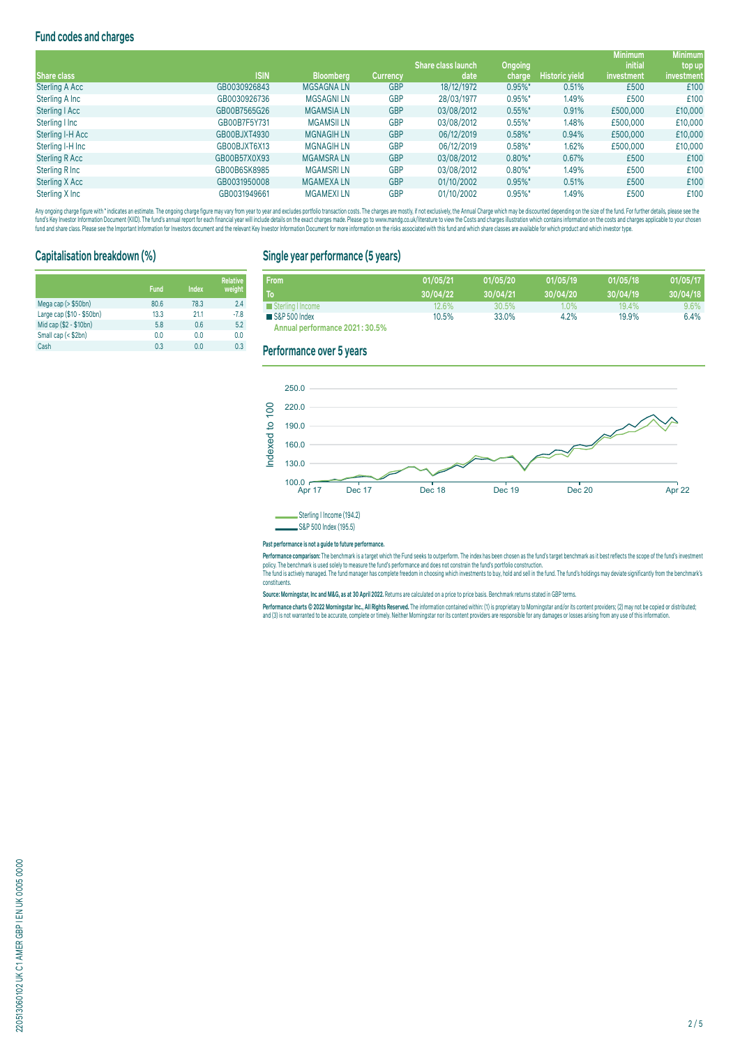## Fund codes and charges

| Share class | ISIN | Bloomberg | Currency | Share class launch date | Ongoing charge | Historic yield | Minimum initial investment | Minimum top up investment |
|---|---|---|---|---|---|---|---|---|
| Sterling A Acc | GB0030926843 | MGSAGNA LN | GBP | 18/12/1972 | 0.95%* | 0.51% | £500 | £100 |
| Sterling A Inc | GB0030926736 | MGSAGNI LN | GBP | 28/03/1977 | 0.95%* | 1.49% | £500 | £100 |
| Sterling I Acc | GB00B7565G26 | MGAMSIA LN | GBP | 03/08/2012 | 0.55%* | 0.91% | £500,000 | £10,000 |
| Sterling I Inc | GB00B7F5Y731 | MGAMSII LN | GBP | 03/08/2012 | 0.55%* | 1.48% | £500,000 | £10,000 |
| Sterling I-H Acc | GB00BJXT4930 | MGNAGIH LN | GBP | 06/12/2019 | 0.58%* | 0.94% | £500,000 | £10,000 |
| Sterling I-H Inc | GB00BJXT6X13 | MGNAGIH LN | GBP | 06/12/2019 | 0.58%* | 1.62% | £500,000 | £10,000 |
| Sterling R Acc | GB00B57X0X93 | MGAMSRA LN | GBP | 03/08/2012 | 0.80%* | 0.67% | £500 | £100 |
| Sterling R Inc | GB00B6SK8985 | MGAMSRI LN | GBP | 03/08/2012 | 0.80%* | 1.49% | £500 | £100 |
| Sterling X Acc | GB0031950008 | MGAMEXA LN | GBP | 01/10/2002 | 0.95%* | 0.51% | £500 | £100 |
| Sterling X Inc | GB0031949661 | MGAMEXI LN | GBP | 01/10/2002 | 0.95%* | 1.49% | £500 | £100 |

Any ongoing charge figure with * indicates an estimate. The ongoing charge figure may vary from year to year and excludes portfolio transaction costs. The charges are mostly, if not exclusively, the Annual Charge which may be discounted depending on the size of the fund. For further details, please see the fund's Key Investor Information Document (KIID). The fund's annual report for each financial year will include details on the exact charges made. Please go to www.mandg.co.uk/literature to view the Costs and charges illustration which contains information on the costs and charges applicable to your chosen fund and share class. Please see the Important Information for Investors document and the relevant Key Investor Information Document for more information on the risks associated with this fund and which share classes are available for which product and which investor type.

## Capitalisation breakdown (%)

| | Fund | Index | Relative weight |
|---|---|---|---|
| Mega cap (> $50bn) | 80.6 | 78.3 | 2.4 |
| Large cap ($10 - $50bn) | 13.3 | 21.1 | -7.8 |
| Mid cap ($2 - $10bn) | 5.8 | 0.6 | 5.2 |
| Small cap (< $2bn) | 0.0 | 0.0 | 0.0 |
| Cash | 0.3 | 0.0 | 0.3 |

## Single year performance (5 years)

| From / To | 01/05/21 – 30/04/22 | 01/05/20 – 30/04/21 | 01/05/19 – 30/04/20 | 01/05/18 – 30/04/19 | 01/05/17 – 30/04/18 |
|---|---|---|---|---|---|
| Sterling I Income | 12.6% | 30.5% | 1.0% | 19.4% | 9.6% |
| S&P 500 Index | 10.5% | 33.0% | 4.2% | 19.9% | 6.4% |

**Annual performance 2021 : 30.5%**

## Performance over 5 years

Sterling I Income (194.2)
S&P 500 Index (195.5)

**Past performance is not a guide to future performance.**

**Performance comparison:** The benchmark is a target which the Fund seeks to outperform. The index has been chosen as the fund's target benchmark as it best reflects the scope of the fund's investment policy. The benchmark is used solely to measure the fund's performance and does not constrain the fund's portfolio construction.
The fund is actively managed. The fund manager has complete freedom in choosing which investments to buy, hold and sell in the fund. The fund's holdings may deviate significantly from the benchmark's constituents.

**Source: Morningstar, Inc and M&G, as at 30 April 2022.** Returns are calculated on a price to price basis. Benchmark returns stated in GBP terms.

**Performance charts © 2022 Morningstar Inc., All Rights Reserved.** The information contained within: (1) is proprietary to Morningstar and/or its content providers; (2) may not be copied or distributed; and (3) is not warranted to be accurate, complete or timely. Neither Morningstar nor its content providers are responsible for any damages or losses arising from any use of this information.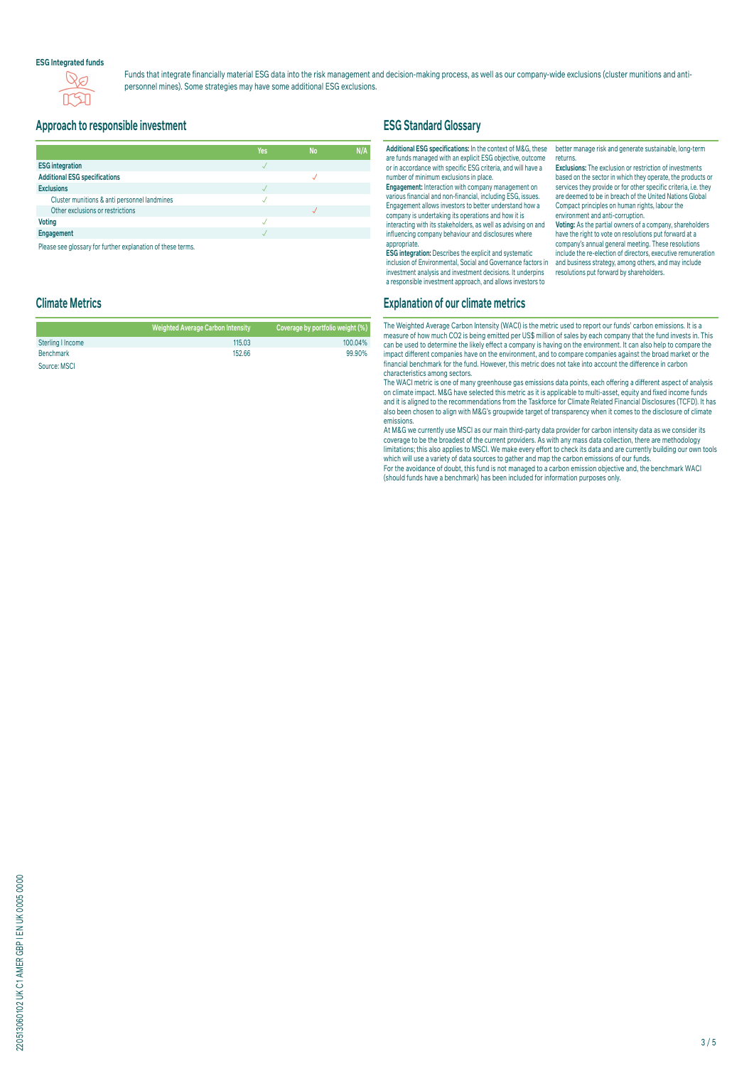**ESG Integrated funds**

Funds that integrate financially material ESG data into the risk management and decision-making process, as well as our company-wide exclusions (cluster munitions and anti-personnel mines). Some strategies may have some additional ESG exclusions.

## Approach to responsible investment

| | Yes | No | N/A |
|---|---|---|---|
| **ESG integration** | ✓ | | |
| **Additional ESG specifications** | | ✓ | |
| **Exclusions** | ✓ | | |
| Cluster munitions & anti personnel landmines | ✓ | | |
| Other exclusions or restrictions | | ✓ | |
| **Voting** | ✓ | | |
| **Engagement** | ✓ | | |

Please see glossary for further explanation of these terms.

## ESG Standard Glossary

**Additional ESG specifications:** In the context of M&G, these are funds managed with an explicit ESG objective, outcome or in accordance with specific ESG criteria, and will have a number of minimum exclusions in place.
**Engagement:** Interaction with company management on various financial and non-financial, including ESG, issues. Engagement allows investors to better understand how a company is undertaking its operations and how it is interacting with its stakeholders, as well as advising on and influencing company behaviour and disclosures where appropriate.
**ESG integration:** Describes the explicit and systematic inclusion of Environmental, Social and Governance factors in investment analysis and investment decisions. It underpins a responsible investment approach, and allows investors to better manage risk and generate sustainable, long-term returns.
**Exclusions:** The exclusion or restriction of investments based on the sector in which they operate, the products or services they provide or for other specific criteria, i.e. they are deemed to be in breach of the United Nations Global Compact principles on human rights, labour the environment and anti-corruption.
**Voting:** As the partial owners of a company, shareholders have the right to vote on resolutions put forward at a company's annual general meeting. These resolutions include the re-election of directors, executive remuneration and business strategy, among others, and may include resolutions put forward by shareholders.

## Climate Metrics

| | Weighted Average Carbon Intensity | Coverage by portfolio weight (%) |
|---|---|---|
| Sterling I Income | 115.03 | 100.04% |
| Benchmark | 152.66 | 99.90% |

Source: MSCI

## Explanation of our climate metrics

The Weighted Average Carbon Intensity (WACI) is the metric used to report our funds' carbon emissions. It is a measure of how much $CO_2$ is being emitted per US$ million of sales by each company that the fund invests in. This can be used to determine the likely effect a company is having on the environment. It can also help to compare the impact different companies have on the environment, and to compare companies against the broad market or the financial benchmark for the fund. However, this metric does not take into account the difference in carbon characteristics among sectors.

The WACI metric is one of many greenhouse gas emissions data points, each offering a different aspect of analysis on climate impact. M&G have selected this metric as it is applicable to multi-asset, equity and fixed income funds and it is aligned to the recommendations from the Taskforce for Climate Related Financial Disclosures (TCFD). It has also been chosen to align with M&G's groupwide target of transparency when it comes to the disclosure of climate emissions.

At M&G we currently use MSCI as our main third-party data provider for carbon intensity data as we consider its coverage to be the broadest of the current providers. As with any mass data collection, there are methodology limitations; this also applies to MSCI. We make every effort to check its data and are currently building our own tools which will use a variety of data sources to gather and map the carbon emissions of our funds.

For the avoidance of doubt, this fund is not managed to a carbon emission objective and, the benchmark WACI (should funds have a benchmark) has been included for information purposes only.

220513060102 UK C1 AMER GBP I EN UK 0005 0000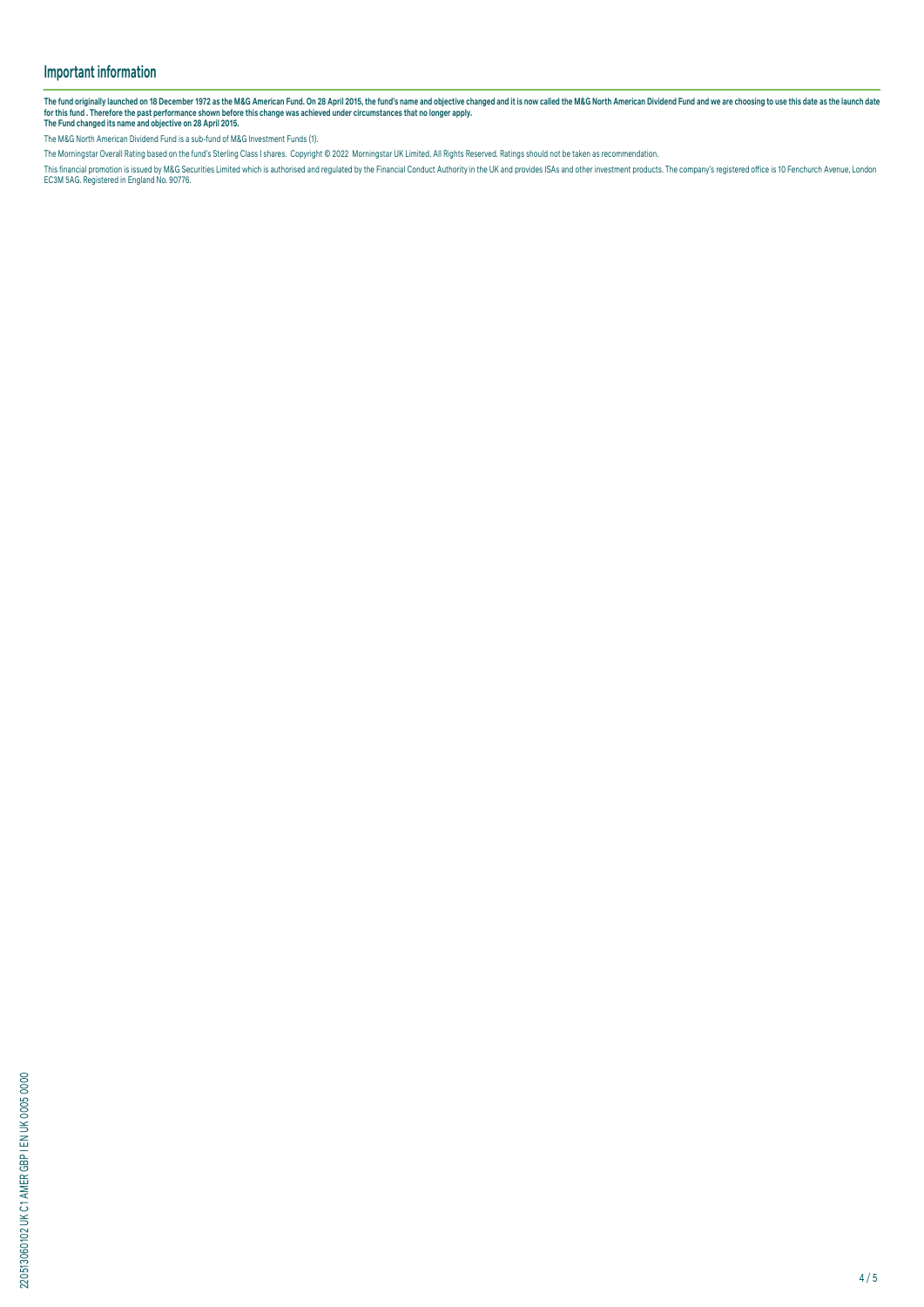## Important information

**The fund originally launched on 18 December 1972 as the M&G American Fund. On 28 April 2015, the fund's name and objective changed and it is now called the M&G North American Dividend Fund and we are choosing to use this date as the launch date for this fund . Therefore the past performance shown before this change was achieved under circumstances that no longer apply.**
**The Fund changed its name and objective on 28 April 2015.**

The M&G North American Dividend Fund is a sub-fund of M&G Investment Funds (1).

The Morningstar Overall Rating based on the fund's Sterling Class I shares. Copyright © 2022 Morningstar UK Limited. All Rights Reserved. Ratings should not be taken as recommendation.

This financial promotion is issued by M&G Securities Limited which is authorised and regulated by the Financial Conduct Authority in the UK and provides ISAs and other investment products. The company's registered office is 10 Fenchurch Avenue, London EC3M 5AG. Registered in England No. 90776.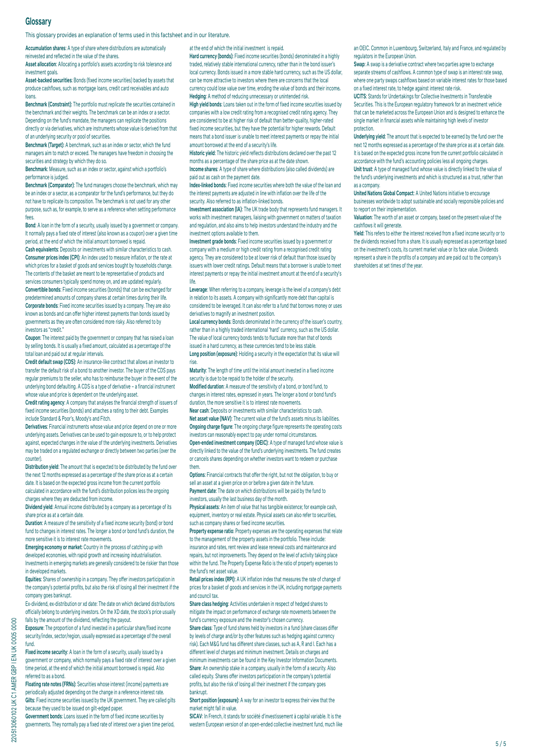## Glossary

This glossary provides an explanation of terms used in this factsheet and in our literature.

**Accumulation shares**: A type of share where distributions are automatically reinvested and reflected in the value of the shares.

**Asset allocation**: Allocating a portfolio's assets according to risk tolerance and investment goals.

**Asset-backed securities**: Bonds (fixed income securities) backed by assets that produce cashflows, such as mortgage loans, credit card receivables and auto loans.

**Benchmark (Constraint)**: The portfolio must replicate the securities contained in the benchmark and their weights. The benchmark can be an index or a sector. Depending on the fund's mandate, the managers can replicate the positions directly or via derivatives, which are instruments whose value is derived from that of an underlying security or pool of securities.

**Benchmark (Target)**: A benchmark, such as an index or sector, which the fund managers aim to match or exceed. The managers have freedom in choosing the securities and strategy by which they do so.

**Benchmark**: Measure, such as an index or sector, against which a portfolio's performance is judged.

**Benchmark (Comparator)**: The fund managers choose the benchmark, which may be an index or a sector, as a comparator for the fund's performance, but they do not have to replicate its composition. The benchmark is not used for any other purpose, such as, for example, to serve as a reference when setting performance fees.

**Bond**: A loan in the form of a security, usually issued by a government or company. It normally pays a fixed rate of interest (also known as a coupon) over a given time period, at the end of which the initial amount borrowed is repaid.

**Cash equivalents**: Deposits or investments with similar characteristics to cash.

**Consumer prices index (CPI)**: An index used to measure inflation, or the rate at which prices for a basket of goods and services bought by households change. The contents of the basket are meant to be representative of products and services consumers typically spend money on, and are updated regularly.

**Convertible bonds**: Fixed income securities (bonds) that can be exchanged for predetermined amounts of company shares at certain times during their life.

**Corporate bonds**: Fixed income securities issued by a company. They are also known as bonds and can offer higher interest payments than bonds issued by governments as they are often considered more risky. Also referred to by investors as "credit."

**Coupon**: The interest paid by the government or company that has raised a loan by selling bonds. It is usually a fixed amount, calculated as a percentage of the total loan and paid out at regular intervals.

**Credit default swap (CDS)**: An insurance-like contract that allows an investor to transfer the default risk of a bond to another investor. The buyer of the CDS pays regular premiums to the seller, who has to reimburse the buyer in the event of the underlying bond defaulting. A CDS is a type of derivative – a financial instrument whose value and price is dependent on the underlying asset.

**Credit rating agency**: A company that analyses the financial strength of issuers of fixed income securities (bonds) and attaches a rating to their debt. Examples include Standard & Poor's, Moody's and Fitch.

**Derivatives**: Financial instruments whose value and price depend on one or more underlying assets. Derivatives can be used to gain exposure to, or to help protect against, expected changes in the value of the underlying investments. Derivatives may be traded on a regulated exchange or directly between two parties (over the counter).

**Distribution yield**: The amount that is expected to be distributed by the fund over the next 12 months expressed as a percentage of the share price as at a certain date. It is based on the expected gross income from the current portfolio calculated in accordance with the fund's distribution polices less the ongoing charges where they are deducted from income.

**Dividend yield**: Annual income distributed by a company as a percentage of its share price as at a certain date.

**Duration**: A measure of the sensitivity of a fixed income security (bond) or bond fund to changes in interest rates. The longer a bond or bond fund's duration, the more sensitive it is to interest rate movements.

**Emerging economy or market**: Country in the process of catching up with developed economies, with rapid growth and increasing industrialisation. Investments in emerging markets are generally considered to be riskier than those in developed markets.

**Equities**: Shares of ownership in a company. They offer investors participation in the company's potential profits, but also the risk of losing all their investment if the company goes bankrupt.

Ex-dividend, ex-distribution or xd date: The date on which declared distributions officially belong to underlying investors. On the XD date, the stock's price usually falls by the amount of the dividend, reflecting the payout.

**Exposure**: The proportion of a fund invested in a particular share/fixed income security/index, sector/region, usually expressed as a percentage of the overall fund.

**Fixed income security**: A loan in the form of a security, usually issued by a government or company, which normally pays a fixed rate of interest over a given time period, at the end of which the initial amount borrowed is repaid. Also referred to as a bond.

**Floating rate notes (FRNs)**: Securities whose interest (income) payments are periodically adjusted depending on the change in a reference interest rate.

**Gilts**: Fixed income securities issued by the UK government. They are called gilts because they used to be issued on gilt-edged paper.

**Government bonds**: Loans issued in the form of fixed income securities by governments. They normally pay a fixed rate of interest over a given time period, at the end of which the initial investment is repaid.

**Hard currency (bonds)**: Fixed income securities (bonds) denominated in a highly traded, relatively stable international currency, rather than in the bond issuer's local currency. Bonds issued in a more stable hard currency, such as the US dollar, can be more attractive to investors where there are concerns that the local currency could lose value over time, eroding the value of bonds and their income.

**Hedging**: A method of reducing unnecessary or unintended risk.

**High yield bonds**: Loans taken out in the form of fixed income securities issued by companies with a low credit rating from a recognised credit rating agency. They are considered to be at higher risk of default than better-quality, higher-rated fixed income securities, but they have the potential for higher rewards. Default means that a bond issuer is unable to meet interest payments or repay the initial amount borrowed at the end of a security's life.

**Historic yield**: The historic yield reflects distributions declared over the past 12 months as a percentage of the share price as at the date shown.

**Income shares**: A type of share where distributions (also called dividends) are paid out as cash on the payment date.

**Index-linked bonds**: Fixed income securities where both the value of the loan and the interest payments are adjusted in line with inflation over the life of the security. Also referred to as inflation-linked bonds.

**Investment association (IA)**: The UK trade body that represents fund managers. It works with investment managers, liaising with government on matters of taxation and regulation, and also aims to help investors understand the industry and the investment options available to them.

**Investment grade bonds**: Fixed income securities issued by a government or company with a medium or high credit rating from a recognised credit rating agency. They are considered to be at lower risk of default than those issued by issuers with lower credit ratings. Default means that a borrower is unable to meet interest payments or repay the initial investment amount at the end of a security's life.

**Leverage**: When referring to a company, leverage is the level of a company's debt in relation to its assets. A company with significantly more debt than capital is considered to be leveraged. It can also refer to a fund that borrows money or uses derivatives to magnify an investment position.

**Local currency bonds**: Bonds denominated in the currency of the issuer's country, rather than in a highly traded international 'hard' currency, such as the US dollar. The value of local currency bonds tends to fluctuate more than that of bonds issued in a hard currency, as these currencies tend to be less stable.

**Long position (exposure)**: Holding a security in the expectation that its value will rise.

**Maturity**: The length of time until the initial amount invested in a fixed income security is due to be repaid to the holder of the security.

**Modified duration**: A measure of the sensitivity of a bond, or bond fund, to changes in interest rates, expressed in years. The longer a bond or bond fund's duration, the more sensitive it is to interest rate movements.

**Near cash**: Deposits or investments with similar characteristics to cash.

**Net asset value (NAV)**: The current value of the fund's assets minus its liabilities.

**Ongoing charge figure**: The ongoing charge figure represents the operating costs investors can reasonably expect to pay under normal circumstances.

**Open-ended investment company (OEIC)**: A type of managed fund whose value is directly linked to the value of the fund's underlying investments. The fund creates or cancels shares depending on whether investors want to redeem or purchase them.

**Options**: Financial contracts that offer the right, but not the obligation, to buy or sell an asset at a given price on or before a given date in the future.

**Payment date**: The date on which distributions will be paid by the fund to investors, usually the last business day of the month.

**Physical assets**: An item of value that has tangible existence; for example cash, equipment, inventory or real estate. Physical assets can also refer to securities, such as company shares or fixed income securities.

**Property expense ratio**: Property expenses are the operating expenses that relate to the management of the property assets in the portfolio. These include: insurance and rates, rent review and lease renewal costs and maintenance and repairs, but not improvements. They depend on the level of activity taking place within the fund. The Property Expense Ratio is the ratio of property expenses to the fund's net asset value.

**Retail prices index (RPI)**: A UK inflation index that measures the rate of change of prices for a basket of goods and services in the UK, including mortgage payments and council tax.

**Share class hedging**: Activities undertaken in respect of hedged shares to mitigate the impact on performance of exchange rate movements between the fund's currency exposure and the investor's chosen currency.

**Share class**: Type of fund shares held by investors in a fund (share classes differ by levels of charge and/or by other features such as hedging against currency risk). Each M&G fund has different share classes, such as A, R and I. Each has a different level of charges and minimum investment. Details on charges and minimum investments can be found in the Key Investor Information Documents.

**Share**: An ownership stake in a company, usually in the form of a security. Also called equity. Shares offer investors participation in the company's potential profits, but also the risk of losing all their investment if the company goes bankrupt.

**Short position (exposure)**: A way for an investor to express their view that the market might fall in value.

**SICAV**: In French, it stands for société d'investissement à capital variable. It is the western European version of an open-ended collective investment fund, much like an OEIC. Common in Luxembourg, Switzerland, Italy and France, and regulated by regulators in the European Union.

**Swap**: A swap is a derivative contract where two parties agree to exchange separate streams of cashflows. A common type of swap is an interest rate swap, where one party swaps cashflows based on variable interest rates for those based on a fixed interest rate, to hedge against interest rate risk.

**UCITS**: Stands for Undertakings for Collective Investments in Transferable Securities. This is the European regulatory framework for an investment vehicle that can be marketed across the European Union and is designed to enhance the single market in financial assets while maintaining high levels of investor protection.

**Underlying yield**: The amount that is expected to be earned by the fund over the next 12 months expressed as a percentage of the share price as at a certain date. It is based on the expected gross income from the current portfolio calculated in accordance with the fund's accounting policies less all ongoing charges.

**Unit trust**: A type of managed fund whose value is directly linked to the value of the fund's underlying investments and which is structured as a trust, rather than as a company.

**United Nations Global Compact**: A United Nations initiative to encourage businesses worldwide to adopt sustainable and socially responsible policies and to report on their implementation.

**Valuation**: The worth of an asset or company, based on the present value of the cashflows it will generate.

**Yield**: This refers to either the interest received from a fixed income security or to the dividends received from a share. It is usually expressed as a percentage based on the investment's costs, its current market value or its face value. Dividends represent a share in the profits of a company and are paid out to the company's shareholders at set times of the year.

220513060102 UK C1 AMER GBP I EN UK 0005 0000